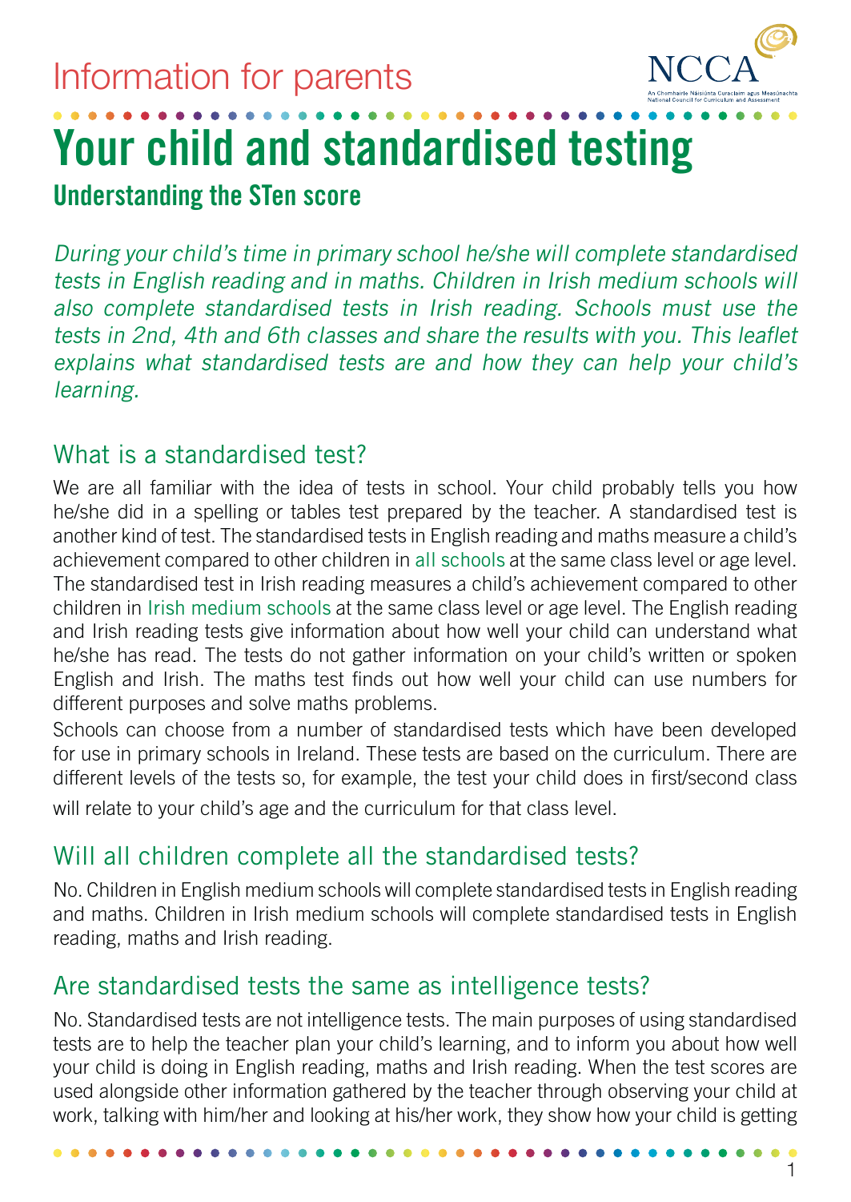Information for parents

# Your child and standardised testing

## Understanding the STen score

*During your child's time in primary school he/she will complete standardised tests in English reading and in maths. Children in Irish medium schools will also complete standardised tests in Irish reading. Schools must use the tests in 2nd, 4th and 6th classes and share the results with you. This leaflet explains what standardised tests are and how they can help your child's learning.*

### What is a standardised test?

We are all familiar with the idea of tests in school. Your child probably tells you how he/she did in a spelling or tables test prepared by the teacher. A standardised test is another kind of test. The standardised tests in English reading and maths measure a child's achievement compared to other children in all schools at the same class level or age level. The standardised test in Irish reading measures a child's achievement compared to other children in Irish medium schools at the same class level or age level. The English reading and Irish reading tests give information about how well your child can understand what he/she has read. The tests do not gather information on your child's written or spoken English and Irish. The maths test finds out how well your child can use numbers for different purposes and solve maths problems.

Schools can choose from a number of standardised tests which have been developed for use in primary schools in Ireland. These tests are based on the curriculum. There are different levels of the tests so, for example, the test your child does in first/second class will relate to your child's age and the curriculum for that class level.

### Will all children complete all the standardised tests?

No. Children in English medium schools will complete standardised tests in English reading and maths. Children in Irish medium schools will complete standardised tests in English reading, maths and Irish reading.

### Are standardised tests the same as intelligence tests?

No. Standardised tests are not intelligence tests. The main purposes of using standardised tests are to help the teacher plan your child's learning, and to inform you about how well your child is doing in English reading, maths and Irish reading. When the test scores are used alongside other information gathered by the teacher through observing your child at work, talking with him/her and looking at his/her work, they show how your child is getting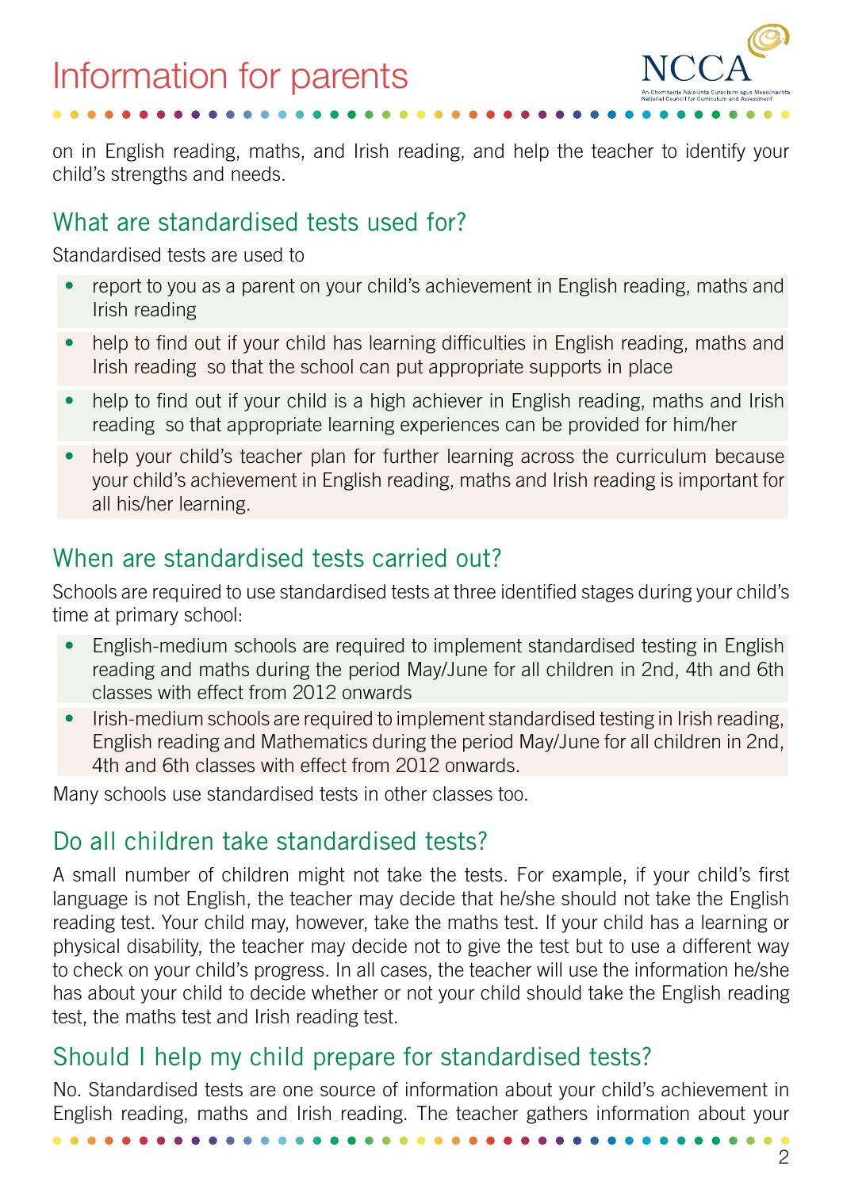on in English reading, maths, and Irish reading, and help the teacher to identify your child's strengths and needs.

## What are standardised tests used for?

Standardised tests are used to

- report to you as a parent on your child's achievement in English reading, maths and Irish reading
- help to find out if your child has learning difficulties in English reading, maths and Irish reading so that the school can put appropriate supports in place
- help to find out if your child is a high achiever in English reading, maths and Irish reading so that appropriate learning experiences can be provided for him/her
- help your child's teacher plan for further learning across the curriculum because your child's achievement in English reading, maths and Irish reading is important for all his/her learning.

## When are standardised tests carried out?

Schools are required to use standardised tests at three identified stages during your child's time at primary school:

- English-medium schools are required to implement standardised testing in English reading and maths during the period May/June for all children in 2nd, 4th and 6th classes with effect from 2012 onwards
- Irish-medium schools are required to implement standardised testing in Irish reading, English reading and Mathematics during the period May/June for all children in 2nd, 4th and 6th classes with effect from 2012 onwards.

Many schools use standardised tests in other classes too.

## Do all children take standardised tests?

A small number of children might not take the tests. For example, if your child's first language is not English, the teacher may decide that he/she should not take the English reading test. Your child may, however, take the maths test. If your child has a learning or physical disability, the teacher may decide not to give the test but to use a different way to check on your child's progress. In all cases, the teacher will use the information he/she has about your child to decide whether or not your child should take the English reading test, the maths test and Irish reading test.

## Should I help my child prepare for standardised tests?

No. Standardised tests are one source of information about your child's achievement in English reading, maths and Irish reading. The teacher gathers information about your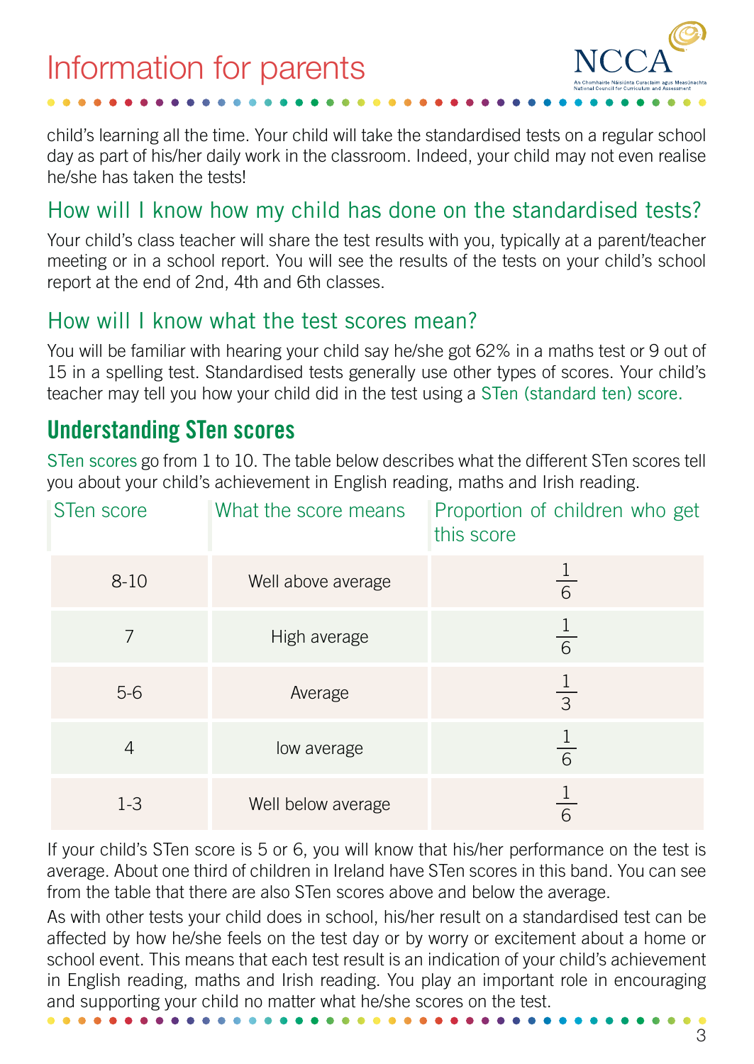child's learning all the time. Your child will take the standardised tests on a regular school day as part of his/her daily work in the classroom. Indeed, your child may not even realise he/she has taken the tests!

## How will I know how my child has done on the standardised tests?

Your child's class teacher will share the test results with you, typically at a parent/teacher meeting or in a school report. You will see the results of the tests on your child's school report at the end of 2nd, 4th and 6th classes.

## How will I know what the test scores mean?

You will be familiar with hearing your child say he/she got 62% in a maths test or 9 out of 15 in a spelling test. Standardised tests generally use other types of scores. Your child's teacher may tell you how your child did in the test using a STen (standard ten) score.

## Understanding STen scores

STen scores go from 1 to 10. The table below describes what the different STen scores tell you about your child's achievement in English reading, maths and Irish reading.

| STen score | What the score means | Proportion of children who get this score |
|---|---|---|
| 8-10 | Well above average | $\frac{1}{6}$ |
| 7 | High average | $\frac{1}{6}$ |
| 5-6 | Average | $\frac{1}{3}$ |
| 4 | low average | $\frac{1}{6}$ |
| 1-3 | Well below average | $\frac{1}{6}$ |

If your child's STen score is 5 or 6, you will know that his/her performance on the test is average. About one third of children in Ireland have STen scores in this band. You can see from the table that there are also STen scores above and below the average.

As with other tests your child does in school, his/her result on a standardised test can be affected by how he/she feels on the test day or by worry or excitement about a home or school event. This means that each test result is an indication of your child's achievement in English reading, maths and Irish reading. You play an important role in encouraging and supporting your child no matter what he/she scores on the test.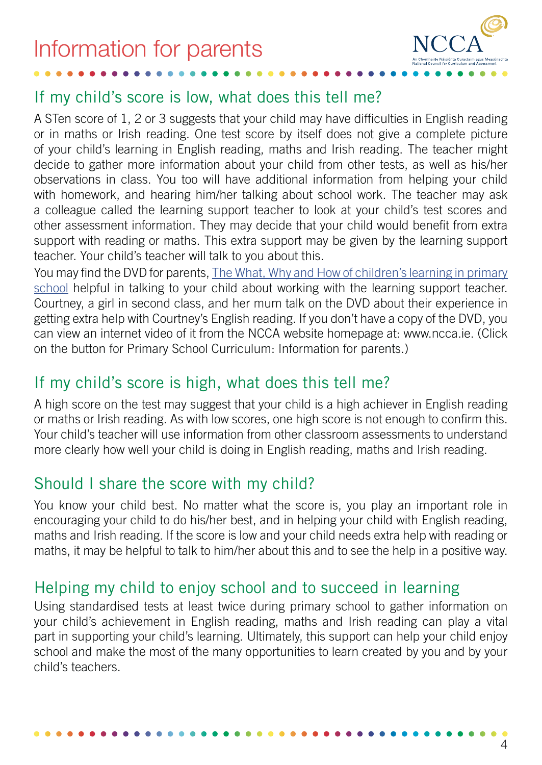# Information for parents

## If my child's score is low, what does this tell me?

A STen score of 1, 2 or 3 suggests that your child may have difficulties in English reading or in maths or Irish reading. One test score by itself does not give a complete picture of your child's learning in English reading, maths and Irish reading. The teacher might decide to gather more information about your child from other tests, as well as his/her observations in class. You too will have additional information from helping your child with homework, and hearing him/her talking about school work. The teacher may ask a colleague called the learning support teacher to look at your child's test scores and other assessment information. They may decide that your child would benefit from extra support with reading or maths. This extra support may be given by the learning support teacher. Your child's teacher will talk to you about this.

You may find the DVD for parents, The What, Why and How of children's learning in primary school helpful in talking to your child about working with the learning support teacher. Courtney, a girl in second class, and her mum talk on the DVD about their experience in getting extra help with Courtney's English reading. If you don't have a copy of the DVD, you can view an internet video of it from the NCCA website homepage at: www.ncca.ie. (Click on the button for Primary School Curriculum: Information for parents.)

## If my child's score is high, what does this tell me?

A high score on the test may suggest that your child is a high achiever in English reading or maths or Irish reading. As with low scores, one high score is not enough to confirm this. Your child's teacher will use information from other classroom assessments to understand more clearly how well your child is doing in English reading, maths and Irish reading.

## Should I share the score with my child?

You know your child best. No matter what the score is, you play an important role in encouraging your child to do his/her best, and in helping your child with English reading, maths and Irish reading. If the score is low and your child needs extra help with reading or maths, it may be helpful to talk to him/her about this and to see the help in a positive way.

## Helping my child to enjoy school and to succeed in learning

Using standardised tests at least twice during primary school to gather information on your child's achievement in English reading, maths and Irish reading can play a vital part in supporting your child's learning. Ultimately, this support can help your child enjoy school and make the most of the many opportunities to learn created by you and by your child's teachers.